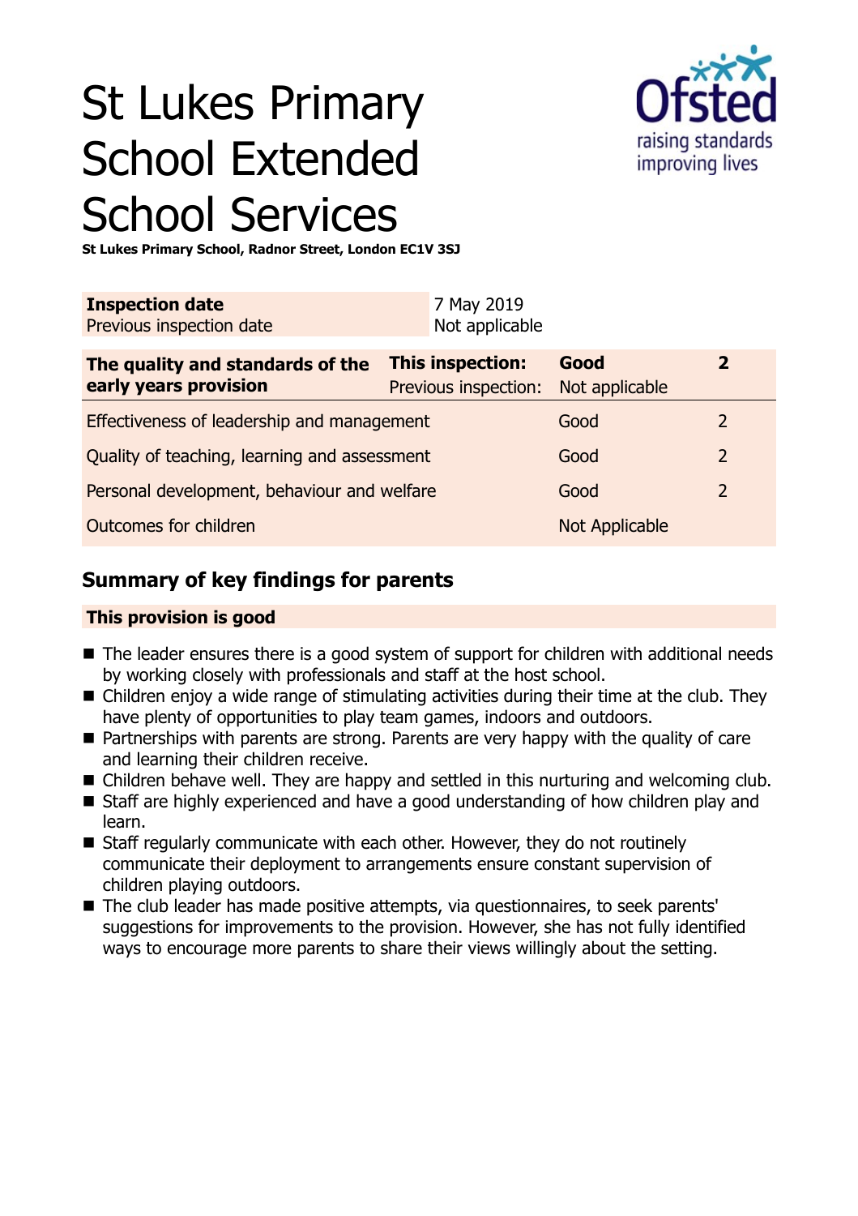# St Lukes Primary School Extended School Services

**St Lukes Primary School, Radnor Street, London EC1V 3SJ**

| **Inspection date** | 7 May 2019 |
|---|---|
| Previous inspection date | Not applicable |

| **The quality and standards of the early years provision** | **This inspection:** | **Good** | **2** |
|---|---|---|---|
| | Previous inspection: | Not applicable | |
| Effectiveness of leadership and management | | Good | 2 |
| Quality of teaching, learning and assessment | | Good | 2 |
| Personal development, behaviour and welfare | | Good | 2 |
| Outcomes for children | | Not Applicable | |

## Summary of key findings for parents

**This provision is good**

- The leader ensures there is a good system of support for children with additional needs by working closely with professionals and staff at the host school.
- Children enjoy a wide range of stimulating activities during their time at the club. They have plenty of opportunities to play team games, indoors and outdoors.
- Partnerships with parents are strong. Parents are very happy with the quality of care and learning their children receive.
- Children behave well. They are happy and settled in this nurturing and welcoming club.
- Staff are highly experienced and have a good understanding of how children play and learn.
- Staff regularly communicate with each other. However, they do not routinely communicate their deployment to arrangements ensure constant supervision of children playing outdoors.
- The club leader has made positive attempts, via questionnaires, to seek parents' suggestions for improvements to the provision. However, she has not fully identified ways to encourage more parents to share their views willingly about the setting.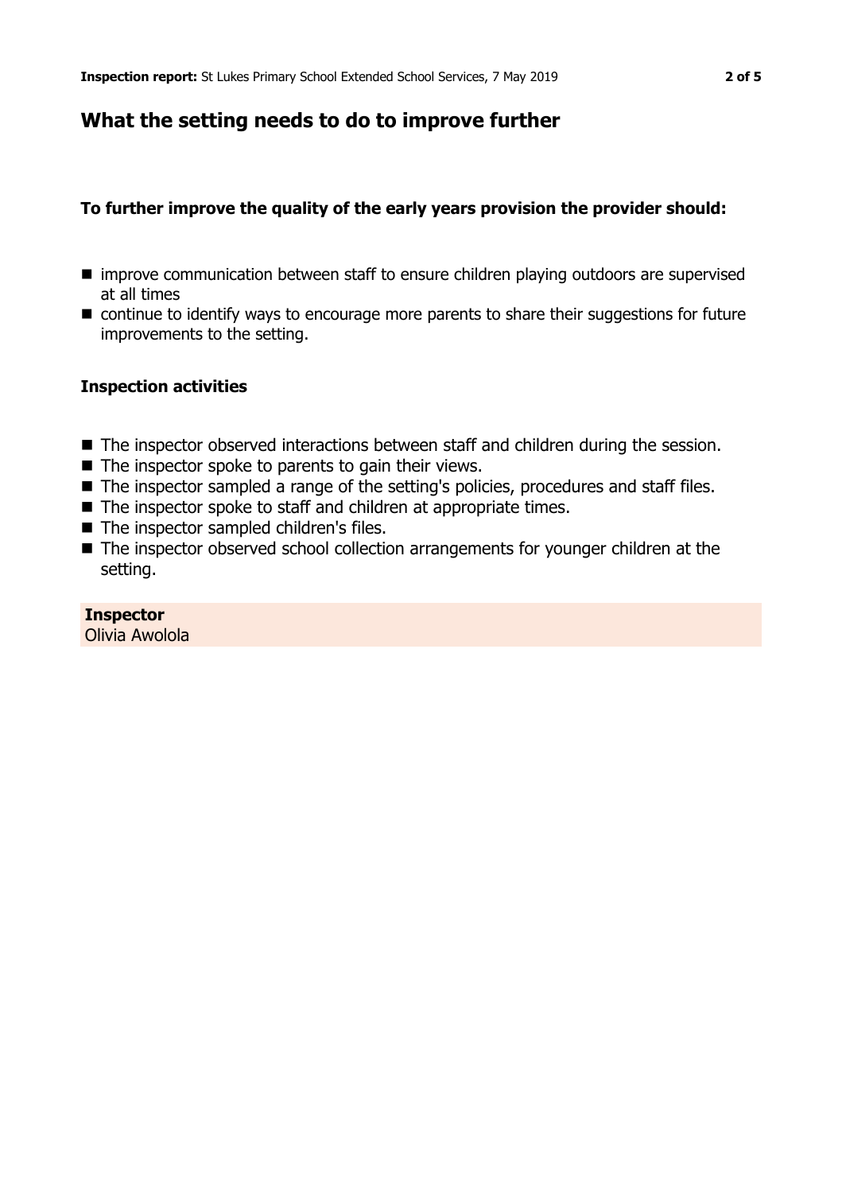## What the setting needs to do to improve further

### To further improve the quality of the early years provision the provider should:

- improve communication between staff to ensure children playing outdoors are supervised at all times
- continue to identify ways to encourage more parents to share their suggestions for future improvements to the setting.

### Inspection activities

- The inspector observed interactions between staff and children during the session.
- The inspector spoke to parents to gain their views.
- The inspector sampled a range of the setting's policies, procedures and staff files.
- The inspector spoke to staff and children at appropriate times.
- The inspector sampled children's files.
- The inspector observed school collection arrangements for younger children at the setting.

**Inspector**
Olivia Awolola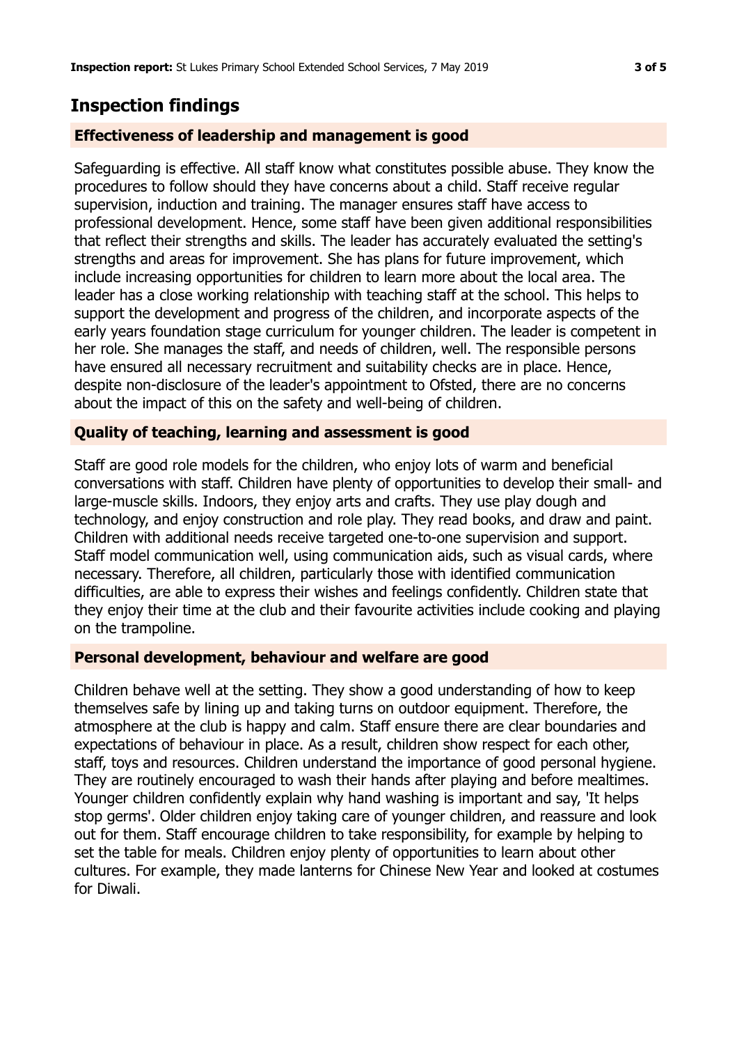## Inspection findings

### Effectiveness of leadership and management is good

Safeguarding is effective. All staff know what constitutes possible abuse. They know the procedures to follow should they have concerns about a child. Staff receive regular supervision, induction and training. The manager ensures staff have access to professional development. Hence, some staff have been given additional responsibilities that reflect their strengths and skills. The leader has accurately evaluated the setting's strengths and areas for improvement. She has plans for future improvement, which include increasing opportunities for children to learn more about the local area. The leader has a close working relationship with teaching staff at the school. This helps to support the development and progress of the children, and incorporate aspects of the early years foundation stage curriculum for younger children. The leader is competent in her role. She manages the staff, and needs of children, well. The responsible persons have ensured all necessary recruitment and suitability checks are in place. Hence, despite non-disclosure of the leader's appointment to Ofsted, there are no concerns about the impact of this on the safety and well-being of children.

### Quality of teaching, learning and assessment is good

Staff are good role models for the children, who enjoy lots of warm and beneficial conversations with staff. Children have plenty of opportunities to develop their small- and large-muscle skills. Indoors, they enjoy arts and crafts. They use play dough and technology, and enjoy construction and role play. They read books, and draw and paint. Children with additional needs receive targeted one-to-one supervision and support. Staff model communication well, using communication aids, such as visual cards, where necessary. Therefore, all children, particularly those with identified communication difficulties, are able to express their wishes and feelings confidently. Children state that they enjoy their time at the club and their favourite activities include cooking and playing on the trampoline.

### Personal development, behaviour and welfare are good

Children behave well at the setting. They show a good understanding of how to keep themselves safe by lining up and taking turns on outdoor equipment. Therefore, the atmosphere at the club is happy and calm. Staff ensure there are clear boundaries and expectations of behaviour in place. As a result, children show respect for each other, staff, toys and resources. Children understand the importance of good personal hygiene. They are routinely encouraged to wash their hands after playing and before mealtimes. Younger children confidently explain why hand washing is important and say, 'It helps stop germs'. Older children enjoy taking care of younger children, and reassure and look out for them. Staff encourage children to take responsibility, for example by helping to set the table for meals. Children enjoy plenty of opportunities to learn about other cultures. For example, they made lanterns for Chinese New Year and looked at costumes for Diwali.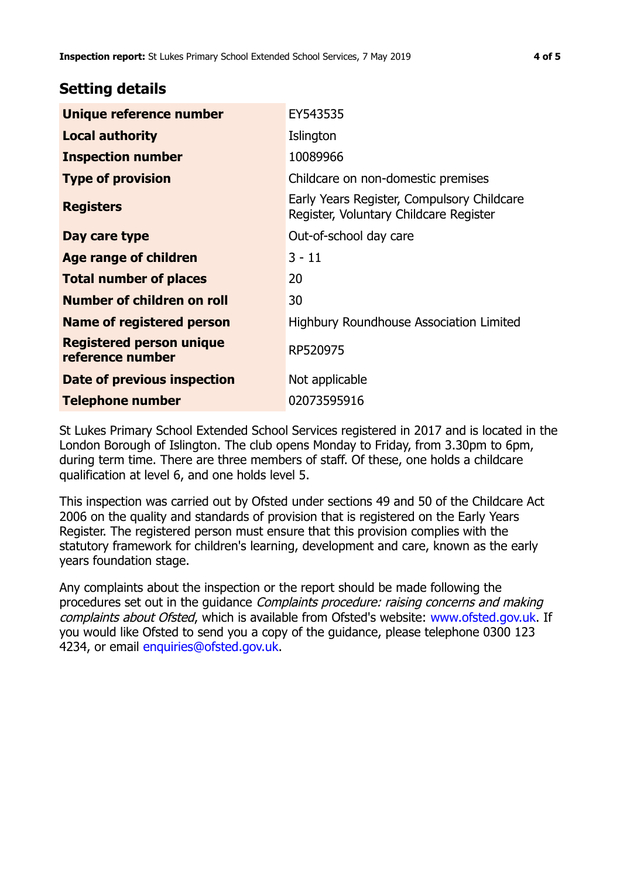## Setting details

| | |
|---|---|
| **Unique reference number** | EY543535 |
| **Local authority** | Islington |
| **Inspection number** | 10089966 |
| **Type of provision** | Childcare on non-domestic premises |
| **Registers** | Early Years Register, Compulsory Childcare Register, Voluntary Childcare Register |
| **Day care type** | Out-of-school day care |
| **Age range of children** | 3 - 11 |
| **Total number of places** | 20 |
| **Number of children on roll** | 30 |
| **Name of registered person** | Highbury Roundhouse Association Limited |
| **Registered person unique reference number** | RP520975 |
| **Date of previous inspection** | Not applicable |
| **Telephone number** | 02073595916 |

St Lukes Primary School Extended School Services registered in 2017 and is located in the London Borough of Islington. The club opens Monday to Friday, from 3.30pm to 6pm, during term time. There are three members of staff. Of these, one holds a childcare qualification at level 6, and one holds level 5.

This inspection was carried out by Ofsted under sections 49 and 50 of the Childcare Act 2006 on the quality and standards of provision that is registered on the Early Years Register. The registered person must ensure that this provision complies with the statutory framework for children's learning, development and care, known as the early years foundation stage.

Any complaints about the inspection or the report should be made following the procedures set out in the guidance *Complaints procedure: raising concerns and making complaints about Ofsted*, which is available from Ofsted's website: www.ofsted.gov.uk. If you would like Ofsted to send you a copy of the guidance, please telephone 0300 123 4234, or email enquiries@ofsted.gov.uk.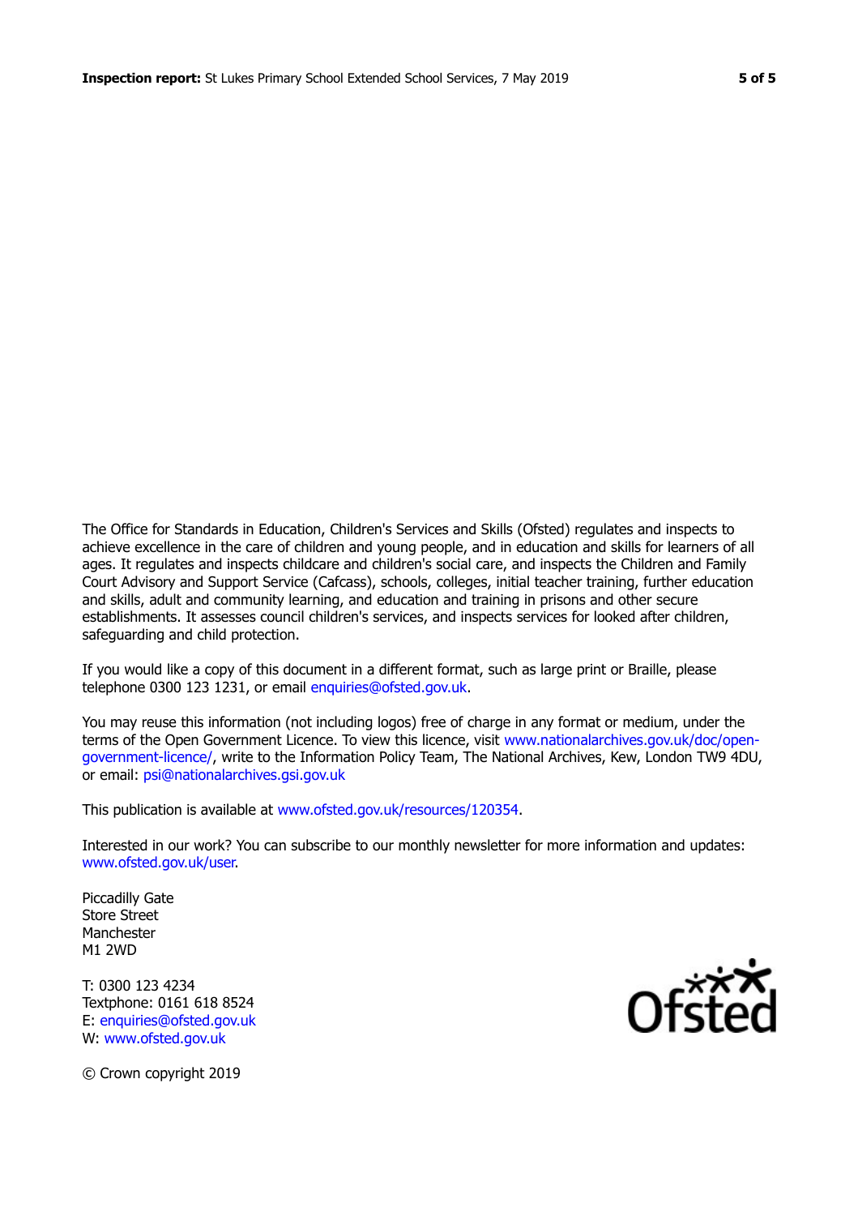The Office for Standards in Education, Children's Services and Skills (Ofsted) regulates and inspects to achieve excellence in the care of children and young people, and in education and skills for learners of all ages. It regulates and inspects childcare and children's social care, and inspects the Children and Family Court Advisory and Support Service (Cafcass), schools, colleges, initial teacher training, further education and skills, adult and community learning, and education and training in prisons and other secure establishments. It assesses council children's services, and inspects services for looked after children, safeguarding and child protection.

If you would like a copy of this document in a different format, such as large print or Braille, please telephone 0300 123 1231, or email enquiries@ofsted.gov.uk.

You may reuse this information (not including logos) free of charge in any format or medium, under the terms of the Open Government Licence. To view this licence, visit www.nationalarchives.gov.uk/doc/open-government-licence/, write to the Information Policy Team, The National Archives, Kew, London TW9 4DU, or email: psi@nationalarchives.gsi.gov.uk

This publication is available at www.ofsted.gov.uk/resources/120354.

Interested in our work? You can subscribe to our monthly newsletter for more information and updates: www.ofsted.gov.uk/user.

Piccadilly Gate
Store Street
Manchester
M1 2WD

T: 0300 123 4234
Textphone: 0161 618 8524
E: enquiries@ofsted.gov.uk
W: www.ofsted.gov.uk

© Crown copyright 2019